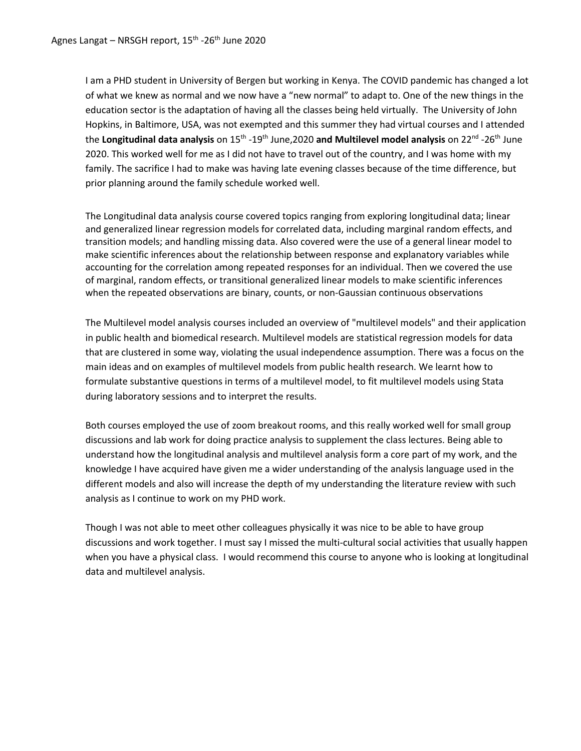Agnes Langat – NRSGH report, 15th -26th June 2020

I am a PHD student in University of Bergen but working in Kenya. The COVID pandemic has changed a lot of what we knew as normal and we now have a “new normal” to adapt to. One of the new things in the education sector is the adaptation of having all the classes being held virtually. The University of John Hopkins, in Baltimore, USA, was not exempted and this summer they had virtual courses and I attended the **Longitudinal data analysis** on 15th -19th June,2020 **and Multilevel model analysis** on 22nd -26th June 2020. This worked well for me as I did not have to travel out of the country, and I was home with my family. The sacrifice I had to make was having late evening classes because of the time difference, but prior planning around the family schedule worked well.

The Longitudinal data analysis course covered topics ranging from exploring longitudinal data; linear and generalized linear regression models for correlated data, including marginal random effects, and transition models; and handling missing data. Also covered were the use of a general linear model to make scientific inferences about the relationship between response and explanatory variables while accounting for the correlation among repeated responses for an individual. Then we covered the use of marginal, random effects, or transitional generalized linear models to make scientific inferences when the repeated observations are binary, counts, or non-Gaussian continuous observations

The Multilevel model analysis courses included an overview of "multilevel models" and their application in public health and biomedical research. Multilevel models are statistical regression models for data that are clustered in some way, violating the usual independence assumption. There was a focus on the main ideas and on examples of multilevel models from public health research. We learnt how to formulate substantive questions in terms of a multilevel model, to fit multilevel models using Stata during laboratory sessions and to interpret the results.

Both courses employed the use of zoom breakout rooms, and this really worked well for small group discussions and lab work for doing practice analysis to supplement the class lectures. Being able to understand how the longitudinal analysis and multilevel analysis form a core part of my work, and the knowledge I have acquired have given me a wider understanding of the analysis language used in the different models and also will increase the depth of my understanding the literature review with such analysis as I continue to work on my PHD work.

Though I was not able to meet other colleagues physically it was nice to be able to have group discussions and work together. I must say I missed the multi-cultural social activities that usually happen when you have a physical class. I would recommend this course to anyone who is looking at longitudinal data and multilevel analysis.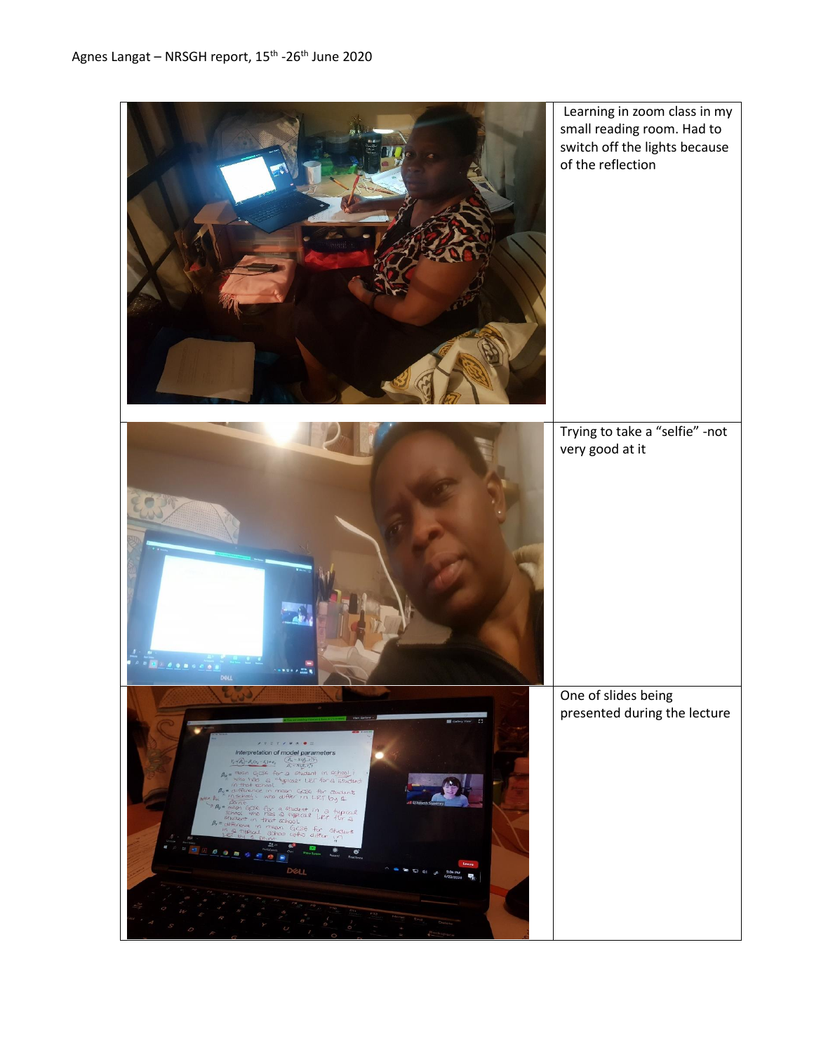Agnes Langat – NRSGH report, 15th -26th June 2020

| | |
|---|---|
| | Learning in zoom class in my small reading room. Had to switch off the lights because of the reflection |
| | Trying to take a "selfie" -not very good at it |
| | One of slides being presented during the lecture |